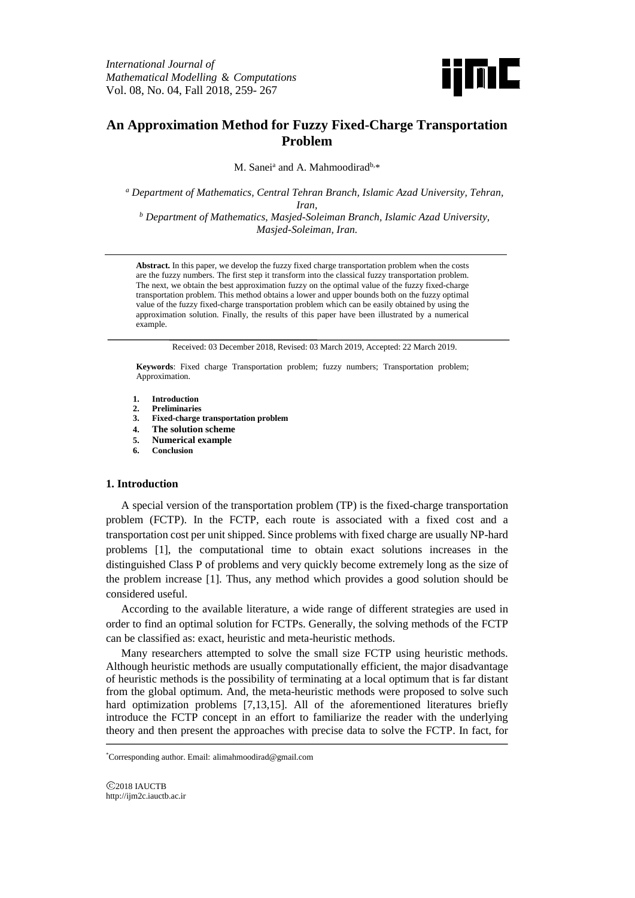# An Approximation Method for Fuzzy Fixed-Charge Transportation Problem

M. Sanei[a] and A. Mahmoodirad[b,*]

[a] *Department of Mathematics, Central Tehran Branch, Islamic Azad University, Tehran, Iran,*

[b] *Department of Mathematics, Masjed-Soleiman Branch, Islamic Azad University, Masjed-Soleiman, Iran.*

**Abstract.** In this paper, we develop the fuzzy fixed charge transportation problem when the costs are the fuzzy numbers. The first step it transform into the classical fuzzy transportation problem. The next, we obtain the best approximation fuzzy on the optimal value of the fuzzy fixed-charge transportation problem. This method obtains a lower and upper bounds both on the fuzzy optimal value of the fuzzy fixed-charge transportation problem which can be easily obtained by using the approximation solution. Finally, the results of this paper have been illustrated by a numerical example.

Received: 03 December 2018, Revised: 03 March 2019, Accepted: 22 March 2019.

**Keywords**: Fixed charge Transportation problem; fuzzy numbers; Transportation problem; Approximation.

1. **Introduction**
2. **Preliminaries**
3. **Fixed-charge transportation problem**
4. **The solution scheme**
5. **Numerical example**
6. **Conclusion**

## 1. Introduction

A special version of the transportation problem (TP) is the fixed-charge transportation problem (FCTP). In the FCTP, each route is associated with a fixed cost and a transportation cost per unit shipped. Since problems with fixed charge are usually NP-hard problems [1], the computational time to obtain exact solutions increases in the distinguished Class P of problems and very quickly become extremely long as the size of the problem increase [1]. Thus, any method which provides a good solution should be considered useful.

According to the available literature, a wide range of different strategies are used in order to find an optimal solution for FCTPs. Generally, the solving methods of the FCTP can be classified as: exact, heuristic and meta-heuristic methods.

Many researchers attempted to solve the small size FCTP using heuristic methods. Although heuristic methods are usually computationally efficient, the major disadvantage of heuristic methods is the possibility of terminating at a local optimum that is far distant from the global optimum. And, the meta-heuristic methods were proposed to solve such hard optimization problems [7,13,15]. All of the aforementioned literatures briefly introduce the FCTP concept in an effort to familiarize the reader with the underlying theory and then present the approaches with precise data to solve the FCTP. In fact, for

*Corresponding author. Email: alimahmoodirad@gmail.com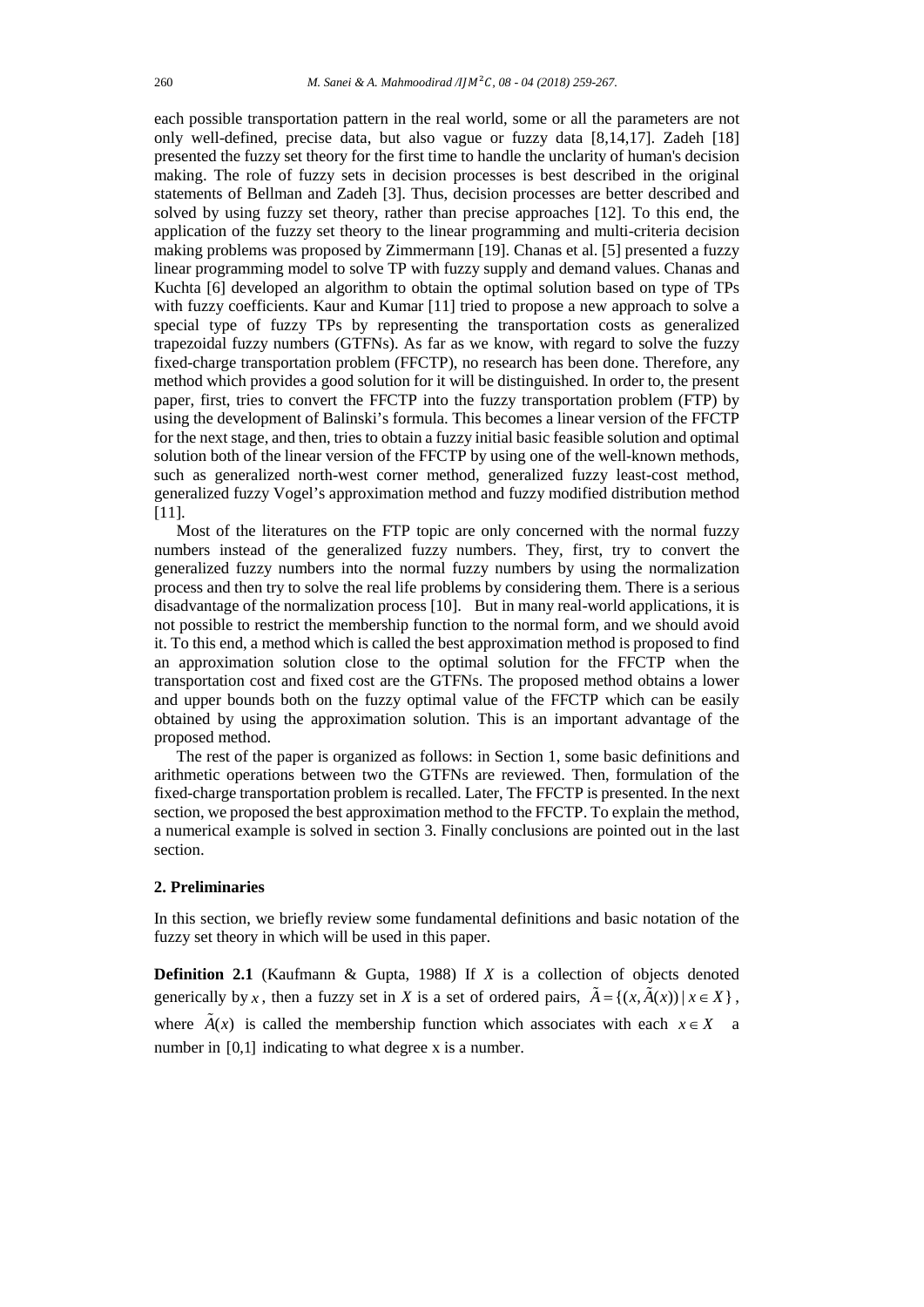each possible transportation pattern in the real world, some or all the parameters are not only well-defined, precise data, but also vague or fuzzy data [8,14,17]. Zadeh [18] presented the fuzzy set theory for the first time to handle the unclarity of human's decision making. The role of fuzzy sets in decision processes is best described in the original statements of Bellman and Zadeh [3]. Thus, decision processes are better described and solved by using fuzzy set theory, rather than precise approaches [12]. To this end, the application of the fuzzy set theory to the linear programming and multi-criteria decision making problems was proposed by Zimmermann [19]. Chanas et al. [5] presented a fuzzy linear programming model to solve TP with fuzzy supply and demand values. Chanas and Kuchta [6] developed an algorithm to obtain the optimal solution based on type of TPs with fuzzy coefficients. Kaur and Kumar [11] tried to propose a new approach to solve a special type of fuzzy TPs by representing the transportation costs as generalized trapezoidal fuzzy numbers (GTFNs). As far as we know, with regard to solve the fuzzy fixed-charge transportation problem (FFCTP), no research has been done. Therefore, any method which provides a good solution for it will be distinguished. In order to, the present paper, first, tries to convert the FFCTP into the fuzzy transportation problem (FTP) by using the development of Balinski's formula. This becomes a linear version of the FFCTP for the next stage, and then, tries to obtain a fuzzy initial basic feasible solution and optimal solution both of the linear version of the FFCTP by using one of the well-known methods, such as generalized north-west corner method, generalized fuzzy least-cost method, generalized fuzzy Vogel's approximation method and fuzzy modified distribution method [11].

Most of the literatures on the FTP topic are only concerned with the normal fuzzy numbers instead of the generalized fuzzy numbers. They, first, try to convert the generalized fuzzy numbers into the normal fuzzy numbers by using the normalization process and then try to solve the real life problems by considering them. There is a serious disadvantage of the normalization process [10]. But in many real-world applications, it is not possible to restrict the membership function to the normal form, and we should avoid it. To this end, a method which is called the best approximation method is proposed to find an approximation solution close to the optimal solution for the FFCTP when the transportation cost and fixed cost are the GTFNs. The proposed method obtains a lower and upper bounds both on the fuzzy optimal value of the FFCTP which can be easily obtained by using the approximation solution. This is an important advantage of the proposed method.

The rest of the paper is organized as follows: in Section 1, some basic definitions and arithmetic operations between two the GTFNs are reviewed. Then, formulation of the fixed-charge transportation problem is recalled. Later, The FFCTP is presented. In the next section, we proposed the best approximation method to the FFCTP. To explain the method, a numerical example is solved in section 3. Finally conclusions are pointed out in the last section.

## 2. Preliminaries

In this section, we briefly review some fundamental definitions and basic notation of the fuzzy set theory in which will be used in this paper.

**Definition 2.1** (Kaufmann & Gupta, 1988) If $X$ is a collection of objects denoted generically by $x$, then a fuzzy set in $X$ is a set of ordered pairs, $\tilde{A} = \{(x, \tilde{A}(x)) \mid x \in X\}$, where $\tilde{A}(x)$ is called the membership function which associates with each $x \in X$ a number in $[0,1]$ indicating to what degree x is a number.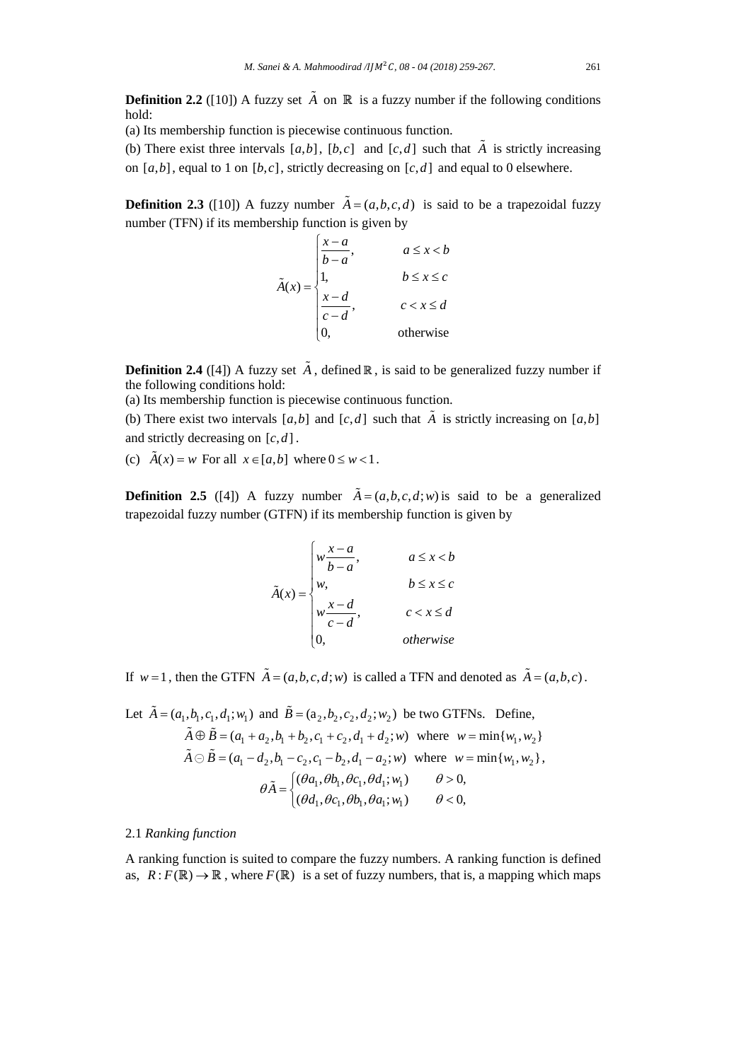**Definition 2.2** ([10]) A fuzzy set $\tilde{A}$ on $\mathbb{R}$ is a fuzzy number if the following conditions hold:

(a) Its membership function is piecewise continuous function.

(b) There exist three intervals $[a,b]$, $[b,c]$ and $[c,d]$ such that $\tilde{A}$ is strictly increasing on $[a,b]$, equal to 1 on $[b,c]$, strictly decreasing on $[c,d]$ and equal to 0 elsewhere.

**Definition 2.3** ([10]) A fuzzy number $\tilde{A}=(a,b,c,d)$ is said to be a trapezoidal fuzzy number (TFN) if its membership function is given by

$$\tilde{A}(x)=\begin{cases}\dfrac{x-a}{b-a}, & a\le x<b\\ 1, & b\le x\le c\\ \dfrac{x-d}{c-d}, & c<x\le d\\ 0, & \text{otherwise}\end{cases}$$

**Definition 2.4** ([4]) A fuzzy set $\tilde{A}$, defined $\mathbb{R}$, is said to be generalized fuzzy number if the following conditions hold:

(a) Its membership function is piecewise continuous function.

(b) There exist two intervals $[a,b]$ and $[c,d]$ such that $\tilde{A}$ is strictly increasing on $[a,b]$ and strictly decreasing on $[c,d]$.

(c) $\tilde{A}(x)=w$ For all $x\in[a,b]$ where $0\le w<1$.

**Definition 2.5** ([4]) A fuzzy number $\tilde{A}=(a,b,c,d;w)$ is said to be a generalized trapezoidal fuzzy number (GTFN) if its membership function is given by

$$\tilde{A}(x)=\begin{cases}w\dfrac{x-a}{b-a}, & a\le x<b\\ w, & b\le x\le c\\ w\dfrac{x-d}{c-d}, & c<x\le d\\ 0, & otherwise\end{cases}$$

If $w=1$, then the GTFN $\tilde{A}=(a,b,c,d;w)$ is called a TFN and denoted as $\tilde{A}=(a,b,c)$.

Let $\tilde{A}=(a_1,b_1,c_1,d_1;w_1)$ and $\tilde{B}=(a_2,b_2,c_2,d_2;w_2)$ be two GTFNs. Define,

$$\tilde{A}\oplus\tilde{B}=(a_1+a_2,b_1+b_2,c_1+c_2,d_1+d_2;w) \quad \text{where} \quad w=\min\{w_1,w_2\}$$

$$\tilde{A}\ominus\tilde{B}=(a_1-d_2,b_1-c_2,c_1-b_2,d_1-a_2;w) \quad \text{where} \quad w=\min\{w_1,w_2\},$$

$$\theta\tilde{A}=\begin{cases}(\theta a_1,\theta b_1,\theta c_1,\theta d_1;w_1) & \theta>0,\\ (\theta d_1,\theta c_1,\theta b_1,\theta a_1;w_1) & \theta<0,\end{cases}$$

### 2.1 *Ranking function*

A ranking function is suited to compare the fuzzy numbers. A ranking function is defined as, $R:F(\mathbb{R})\to\mathbb{R}$, where $F(\mathbb{R})$ is a set of fuzzy numbers, that is, a mapping which maps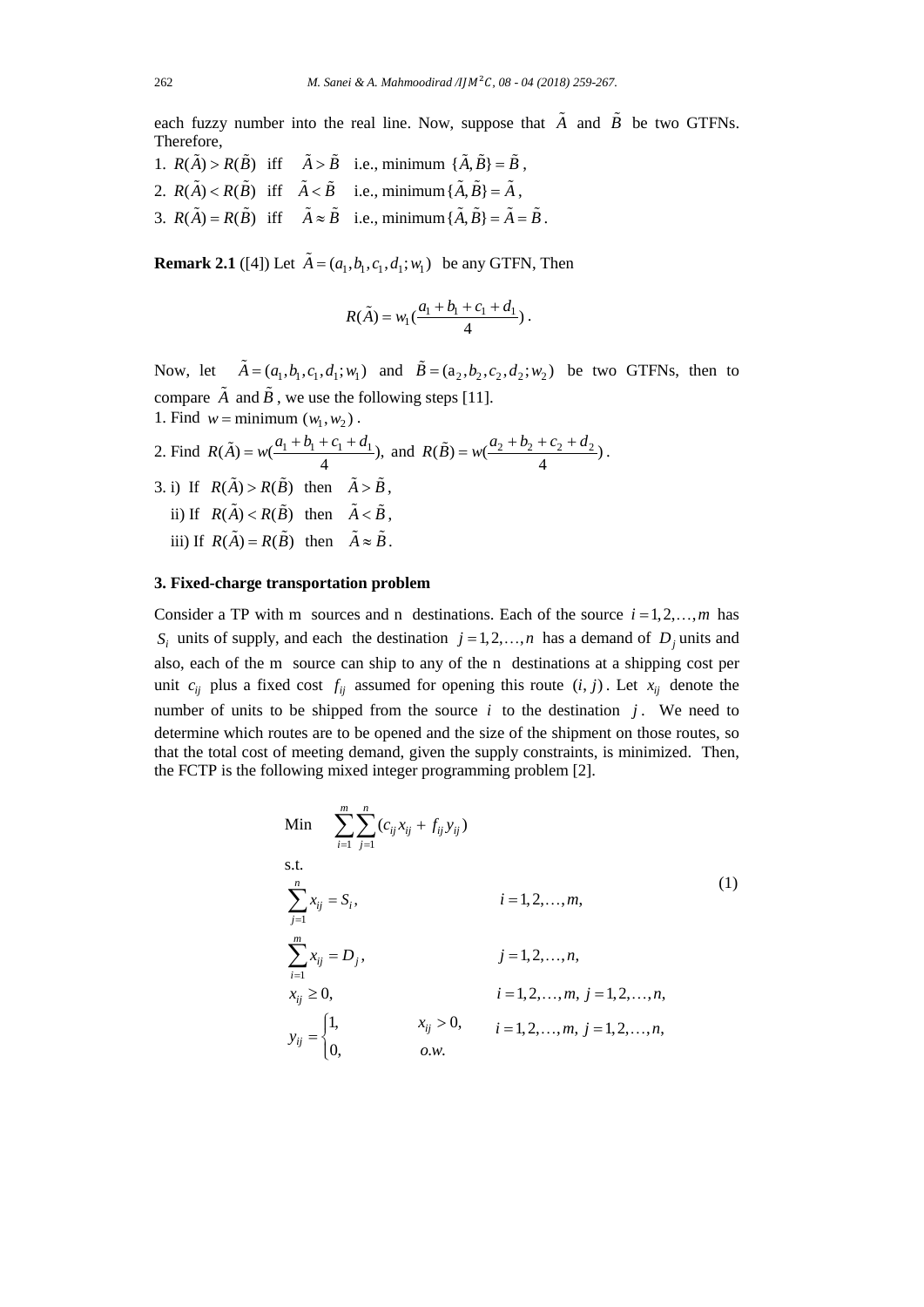each fuzzy number into the real line. Now, suppose that $\tilde{A}$ and $\tilde{B}$ be two GTFNs. Therefore,

1. $R(\tilde{A}) > R(\tilde{B})$ iff $\tilde{A} > \tilde{B}$ i.e., minimum $\{\tilde{A}, \tilde{B}\} = \tilde{B}$ ,
2. $R(\tilde{A}) < R(\tilde{B})$ iff $\tilde{A} < \tilde{B}$ i.e., minimum $\{\tilde{A}, \tilde{B}\} = \tilde{A}$ ,
3. $R(\tilde{A}) = R(\tilde{B})$ iff $\tilde{A} \approx \tilde{B}$ i.e., minimum $\{\tilde{A}, \tilde{B}\} = \tilde{A} = \tilde{B}$ .

**Remark 2.1** ([4]) Let $\tilde{A} = (a_1, b_1, c_1, d_1; w_1)$ be any GTFN, Then

$$R(\tilde{A}) = w_1\left(\frac{a_1 + b_1 + c_1 + d_1}{4}\right).$$

Now, let $\tilde{A} = (a_1, b_1, c_1, d_1; w_1)$ and $\tilde{B} = (a_2, b_2, c_2, d_2; w_2)$ be two GTFNs, then to compare $\tilde{A}$ and $\tilde{B}$ , we use the following steps [11].

1. Find $w = \text{minimum } (w_1, w_2)$ .
2. Find $R(\tilde{A}) = w\left(\frac{a_1 + b_1 + c_1 + d_1}{4}\right)$, and $R(\tilde{B}) = w\left(\frac{a_2 + b_2 + c_2 + d_2}{4}\right)$ .
3. i) If $R(\tilde{A}) > R(\tilde{B})$ then $\tilde{A} > \tilde{B}$ ,
   ii) If $R(\tilde{A}) < R(\tilde{B})$ then $\tilde{A} < \tilde{B}$ ,
   iii) If $R(\tilde{A}) = R(\tilde{B})$ then $\tilde{A} \approx \tilde{B}$ .

## 3. Fixed-charge transportation problem

Consider a TP with m sources and n destinations. Each of the source $i = 1, 2, \ldots, m$ has $S_i$ units of supply, and each the destination $j = 1, 2, \ldots, n$ has a demand of $D_j$ units and also, each of the m source can ship to any of the n destinations at a shipping cost per unit $c_{ij}$ plus a fixed cost $f_{ij}$ assumed for opening this route $(i, j)$ . Let $x_{ij}$ denote the number of units to be shipped from the source $i$ to the destination $j$ . We need to determine which routes are to be opened and the size of the shipment on those routes, so that the total cost of meeting demand, given the supply constraints, is minimized. Then, the FCTP is the following mixed integer programming problem [2].

$$
\begin{aligned}
\text{Min} \quad & \sum_{i=1}^{m}\sum_{j=1}^{n}(c_{ij}x_{ij} + f_{ij}y_{ij}) \\
\text{s.t.} \quad & \\
& \sum_{j=1}^{n} x_{ij} = S_i, && i = 1, 2, \ldots, m, \\
& \sum_{i=1}^{m} x_{ij} = D_j, && j = 1, 2, \ldots, n, \\
& x_{ij} \geq 0, && i = 1, 2, \ldots, m,\ j = 1, 2, \ldots, n, \\
& y_{ij} = \begin{cases} 1, & x_{ij} > 0, \\ 0, & o.w. \end{cases} && i = 1, 2, \ldots, m,\ j = 1, 2, \ldots, n,
\end{aligned}
\tag{1}
$$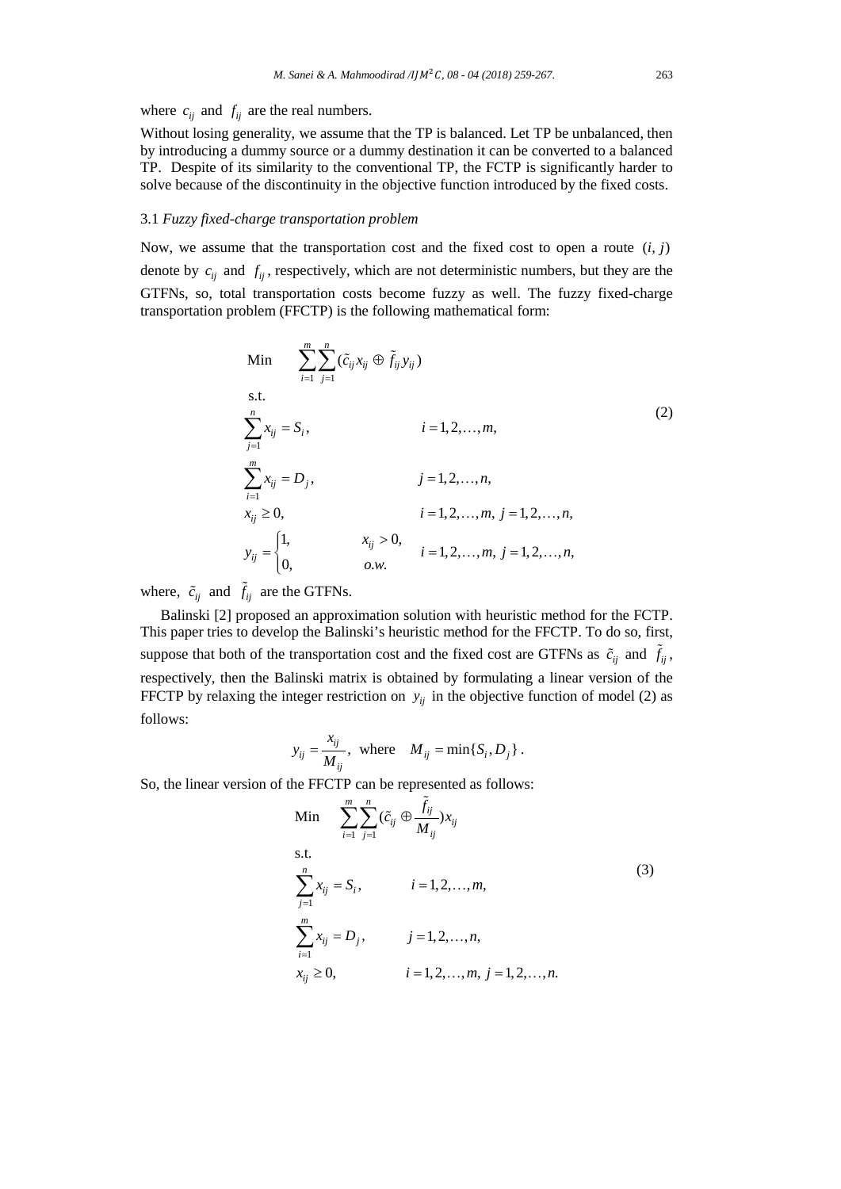where $c_{ij}$ and $f_{ij}$ are the real numbers.

Without losing generality, we assume that the TP is balanced. Let TP be unbalanced, then by introducing a dummy source or a dummy destination it can be converted to a balanced TP. Despite of its similarity to the conventional TP, the FCTP is significantly harder to solve because of the discontinuity in the objective function introduced by the fixed costs.

### 3.1 *Fuzzy fixed-charge transportation problem*

Now, we assume that the transportation cost and the fixed cost to open a route $(i, j)$ denote by $c_{ij}$ and $f_{ij}$, respectively, which are not deterministic numbers, but they are the GTFNs, so, total transportation costs become fuzzy as well. The fuzzy fixed-charge transportation problem (FFCTP) is the following mathematical form:

$$
\begin{aligned}
&\text{Min} \quad \sum_{i=1}^{m}\sum_{j=1}^{n}(\tilde{c}_{ij}x_{ij} \oplus \tilde{f}_{ij}y_{ij}) \\
&\text{s.t.} \\
&\sum_{j=1}^{n} x_{ij} = S_i, \qquad\qquad i = 1,2,\ldots,m, \\
&\sum_{i=1}^{m} x_{ij} = D_j, \qquad\qquad j = 1,2,\ldots,n, \\
&x_{ij} \geq 0, \qquad\qquad\qquad i = 1,2,\ldots,m,\ j = 1,2,\ldots,n, \\
&y_{ij} = \begin{cases} 1, & x_{ij} > 0, \\ 0, & o.w. \end{cases} \quad i = 1,2,\ldots,m,\ j = 1,2,\ldots,n,
\end{aligned}
\tag{2}
$$

where, $\tilde{c}_{ij}$ and $\tilde{f}_{ij}$ are the GTFNs.

Balinski [2] proposed an approximation solution with heuristic method for the FCTP. This paper tries to develop the Balinski's heuristic method for the FFCTP. To do so, first, suppose that both of the transportation cost and the fixed cost are GTFNs as $\tilde{c}_{ij}$ and $\tilde{f}_{ij}$, respectively, then the Balinski matrix is obtained by formulating a linear version of the FFCTP by relaxing the integer restriction on $y_{ij}$ in the objective function of model (2) as follows:

$$
y_{ij} = \frac{x_{ij}}{M_{ij}}, \quad \text{where} \quad M_{ij} = \min\{S_i, D_j\}.
$$

So, the linear version of the FFCTP can be represented as follows:

$$
\begin{aligned}
&\text{Min} \quad \sum_{i=1}^{m}\sum_{j=1}^{n}(\tilde{c}_{ij} \oplus \frac{\tilde{f}_{ij}}{M_{ij}})x_{ij} \\
&\text{s.t.} \\
&\sum_{j=1}^{n} x_{ij} = S_i, \qquad i = 1,2,\ldots,m, \\
&\sum_{i=1}^{m} x_{ij} = D_j, \qquad j = 1,2,\ldots,n, \\
&x_{ij} \geq 0, \qquad\quad i = 1,2,\ldots,m,\ j = 1,2,\ldots,n.
\end{aligned}
\tag{3}
$$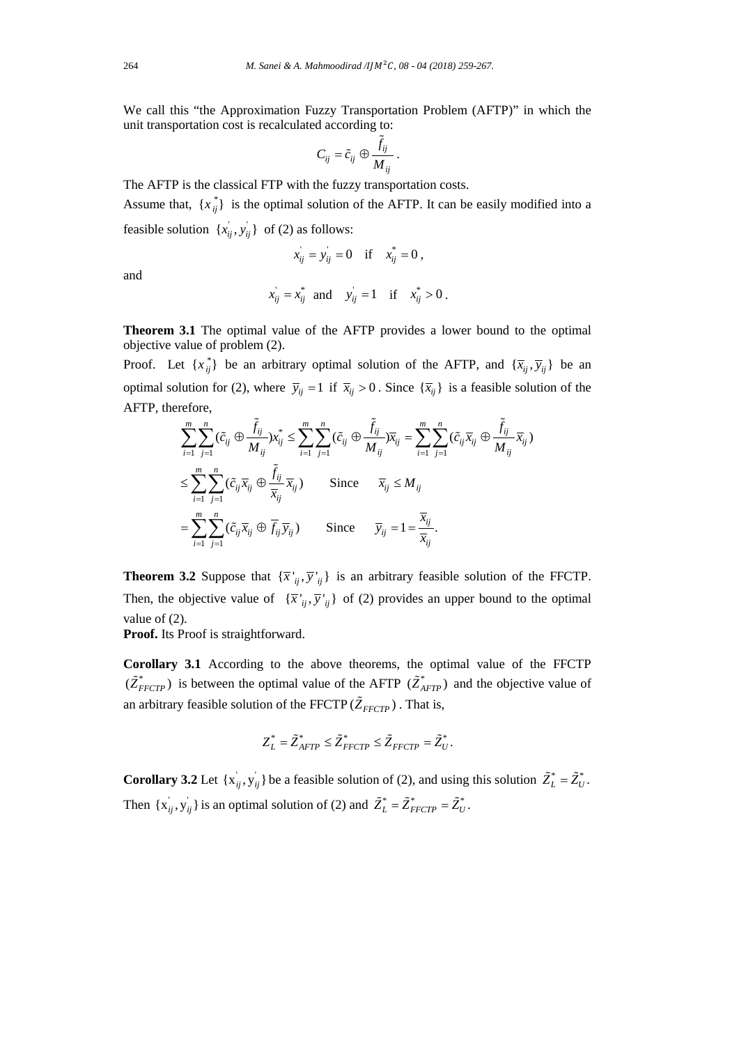We call this "the Approximation Fuzzy Transportation Problem (AFTP)" in which the unit transportation cost is recalculated according to:

$$C_{ij} = \tilde{c}_{ij} \oplus \frac{\tilde{f}_{ij}}{M_{ij}}.$$

The AFTP is the classical FTP with the fuzzy transportation costs.

Assume that, $\{x_{ij}^*\}$ is the optimal solution of the AFTP. It can be easily modified into a feasible solution $\{x_{ij}^{'}, y_{ij}^{'}\}$ of (2) as follows:

$$x_{ij}^{'} = y_{ij}^{'} = 0 \quad \text{if} \quad x_{ij}^* = 0,$$

and

$$x_{ij}^{'} = x_{ij}^* \text{ and } \quad y_{ij}^{'} = 1 \quad \text{if} \quad x_{ij}^* > 0.$$

**Theorem 3.1** The optimal value of the AFTP provides a lower bound to the optimal objective value of problem (2).

Proof. Let $\{x_{ij}^*\}$ be an arbitrary optimal solution of the AFTP, and $\{\overline{x}_{ij}, \overline{y}_{ij}\}$ be an optimal solution for (2), where $\overline{y}_{ij} = 1$ if $\overline{x}_{ij} > 0$. Since $\{\overline{x}_{ij}\}$ is a feasible solution of the AFTP, therefore,

$$\sum_{i=1}^{m}\sum_{j=1}^{n}(\tilde{c}_{ij} \oplus \frac{\tilde{f}_{ij}}{M_{ij}})x_{ij}^* \le \sum_{i=1}^{m}\sum_{j=1}^{n}(\tilde{c}_{ij} \oplus \frac{\tilde{f}_{ij}}{M_{ij}})\overline{x}_{ij} = \sum_{i=1}^{m}\sum_{j=1}^{n}(\tilde{c}_{ij}\overline{x}_{ij} \oplus \frac{\tilde{f}_{ij}}{M_{ij}}\overline{x}_{ij})$$

$$\le \sum_{i=1}^{m}\sum_{j=1}^{n}(\tilde{c}_{ij}\overline{x}_{ij} \oplus \frac{\tilde{f}_{ij}}{\overline{x}_{ij}}\overline{x}_{ij}) \qquad \text{Since} \quad \overline{x}_{ij} \le M_{ij}$$

$$= \sum_{i=1}^{m}\sum_{j=1}^{n}(\tilde{c}_{ij}\overline{x}_{ij} \oplus \overline{f}_{ij}\overline{y}_{ij}) \qquad \text{Since} \quad \overline{y}_{ij} = 1 = \frac{\overline{x}_{ij}}{\overline{x}_{ij}}.$$

**Theorem 3.2** Suppose that $\{\overline{x}'_{ij}, \overline{y}'_{ij}\}$ is an arbitrary feasible solution of the FFCTP. Then, the objective value of $\{\overline{x}'_{ij}, \overline{y}'_{ij}\}$ of (2) provides an upper bound to the optimal value of (2).

**Proof.** Its Proof is straightforward.

**Corollary 3.1** According to the above theorems, the optimal value of the FFCTP $(\tilde{Z}_{FFCTP}^*)$ is between the optimal value of the AFTP $(\tilde{Z}_{AFTP}^*)$ and the objective value of an arbitrary feasible solution of the FFCTP $(\tilde{Z}_{FFCTP})$. That is,

$$Z_L^* = \tilde{Z}_{AFTP}^* \le \tilde{Z}_{FFCTP}^* \le \tilde{Z}_{FFCTP} = \tilde{Z}_U^*.$$

**Corollary 3.2** Let $\{x_{ij}^{'}, y_{ij}^{'}\}$ be a feasible solution of (2), and using this solution $\tilde{Z}_L^* = \tilde{Z}_U^*$. Then $\{x_{ij}^{'}, y_{ij}^{'}\}$ is an optimal solution of (2) and $\tilde{Z}_L^* = \tilde{Z}_{FFCTP}^* = \tilde{Z}_U^*$.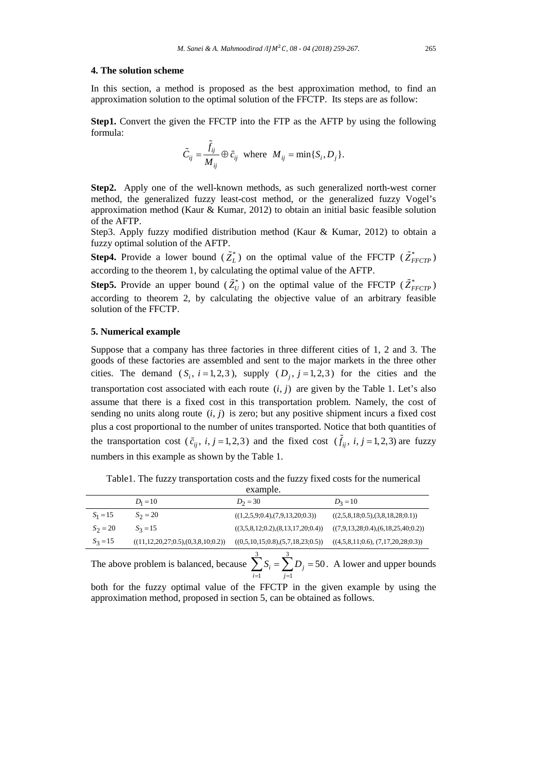## 4. The solution scheme

In this section, a method is proposed as the best approximation method, to find an approximation solution to the optimal solution of the FFCTP. Its steps are as follow:

**Step1.** Convert the given the FFCTP into the FTP as the AFTP by using the following formula:

$$\tilde{C}_{ij} = \frac{\tilde{f}_{ij}}{M_{ij}} \oplus \tilde{c}_{ij} \quad \text{where} \quad M_{ij} = \min\{S_i, D_j\}.$$

**Step2.** Apply one of the well-known methods, as such generalized north-west corner method, the generalized fuzzy least-cost method, or the generalized fuzzy Vogel's approximation method (Kaur & Kumar, 2012) to obtain an initial basic feasible solution of the AFTP.

Step3. Apply fuzzy modified distribution method (Kaur & Kumar, 2012) to obtain a fuzzy optimal solution of the AFTP.

**Step4.** Provide a lower bound ($\tilde{Z}_L^*$) on the optimal value of the FFCTP ($\tilde{Z}_{FFCTP}^*$) according to the theorem 1, by calculating the optimal value of the AFTP.

**Step5.** Provide an upper bound ($\tilde{Z}_U^*$) on the optimal value of the FFCTP ($\tilde{Z}_{FFCTP}^*$) according to theorem 2, by calculating the objective value of an arbitrary feasible solution of the FFCTP.

## 5. Numerical example

Suppose that a company has three factories in three different cities of 1, 2 and 3. The goods of these factories are assembled and sent to the major markets in the three other cities. The demand ($S_i$, $i = 1,2,3$), supply ($D_j$, $j = 1,2,3$) for the cities and the transportation cost associated with each route $(i, j)$ are given by the Table 1. Let's also assume that there is a fixed cost in this transportation problem. Namely, the cost of sending no units along route $(i, j)$ is zero; but any positive shipment incurs a fixed cost plus a cost proportional to the number of unites transported. Notice that both quantities of the transportation cost ($\tilde{c}_{ij}$, $i, j = 1,2,3$) and the fixed cost ($\tilde{f}_{ij}$, $i, j = 1,2,3$) are fuzzy numbers in this example as shown by the Table 1.

Table1. The fuzzy transportation costs and the fuzzy fixed costs for the numerical example.

| | $D_1 = 10$ | $D_2 = 30$ | $D_3 = 10$ |
|---|---|---|---|
| $S_1 = 15$ | $S_2 = 20$ | ((1,2,5,9;0.4),(7,9,13,20;0.3)) | ((2,5,8,18;0.5),(3,8,18,28;0.1)) |
| $S_2 = 20$ | $S_3 = 15$ | ((3,5,8,12;0.2),(8,13,17,20;0.4)) | ((7,9,13,28;0.4),(6,18,25,40;0.2)) |
| $S_3 = 15$ | ((11,12,20,27;0.5),(0,3,8,10;0.2)) | ((0,5,10,15;0.8),(5,7,18,23;0.5)) | ((4,5,8,11;0.6), (7,17,20,28;0.3)) |

The above problem is balanced, because $\sum_{i=1}^{3} S_i = \sum_{j=1}^{3} D_j = 50$. A lower and upper bounds both for the fuzzy optimal value of the FFCTP in the given example by using the approximation method, proposed in section 5, can be obtained as follows.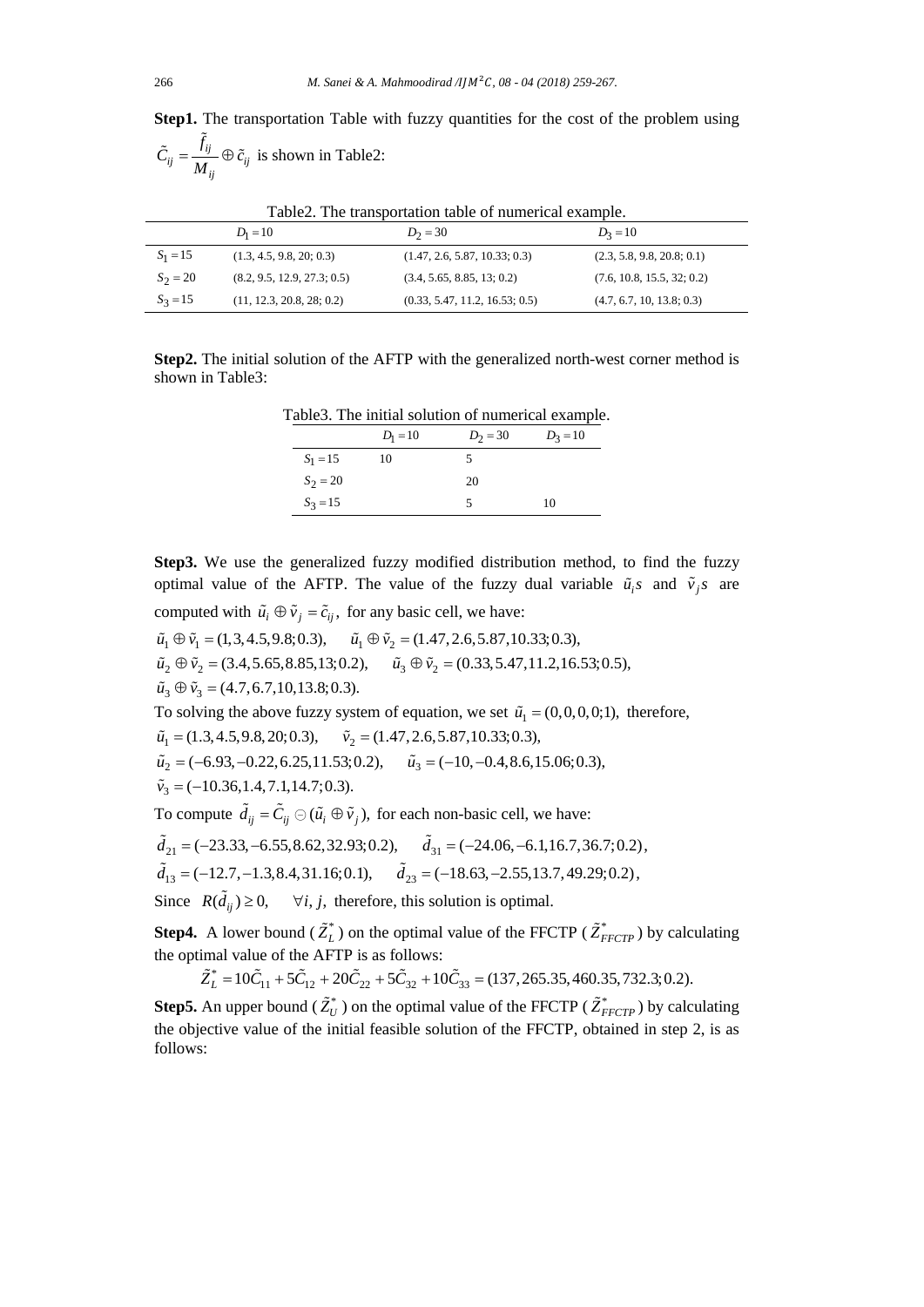**Step1.** The transportation Table with fuzzy quantities for the cost of the problem using $\tilde{C}_{ij} = \dfrac{\tilde{f}_{ij}}{M_{ij}} \oplus \tilde{c}_{ij}$ is shown in Table2:

Table2. The transportation table of numerical example.

| | $D_1 = 10$ | $D_2 = 30$ | $D_3 = 10$ |
|---|---|---|---|
| $S_1 = 15$ | (1.3, 4.5, 9.8, 20; 0.3) | (1.47, 2.6, 5.87, 10.33; 0.3) | (2.3, 5.8, 9.8, 20.8; 0.1) |
| $S_2 = 20$ | (8.2, 9.5, 12.9, 27.3; 0.5) | (3.4, 5.65, 8.85, 13; 0.2) | (7.6, 10.8, 15.5, 32; 0.2) |
| $S_3 = 15$ | (11, 12.3, 20.8, 28; 0.2) | (0.33, 5.47, 11.2, 16.53; 0.5) | (4.7, 6.7, 10, 13.8; 0.3) |

**Step2.** The initial solution of the AFTP with the generalized north-west corner method is shown in Table3:

Table3. The initial solution of numerical example.

| | $D_1 = 10$ | $D_2 = 30$ | $D_3 = 10$ |
|---|---|---|---|
| $S_1 = 15$ | 10 | 5 | |
| $S_2 = 20$ | | 20 | |
| $S_3 = 15$ | | 5 | 10 |

**Step3.** We use the generalized fuzzy modified distribution method, to find the fuzzy optimal value of the AFTP. The value of the fuzzy dual variable $\tilde{u}_i s$ and $\tilde{v}_j s$ are computed with $\tilde{u}_i \oplus \tilde{v}_j = \tilde{c}_{ij}$, for any basic cell, we have:

$\tilde{u}_1 \oplus \tilde{v}_1 = (1.3, 4.5, 9.8, 20; 0.3), \quad \tilde{u}_1 \oplus \tilde{v}_2 = (1.47, 2.6, 5.87, 10.33; 0.3),$

$\tilde{u}_2 \oplus \tilde{v}_2 = (3.4, 5.65, 8.85, 13; 0.2), \quad \tilde{u}_3 \oplus \tilde{v}_2 = (0.33, 5.47, 11.2, 16.53; 0.5),$

$\tilde{u}_3 \oplus \tilde{v}_3 = (4.7, 6.7, 10, 13.8; 0.3).$

To solving the above fuzzy system of equation, we set $\tilde{u}_1 = (0, 0, 0, 0; 1)$, therefore,

$\tilde{u}_1 = (1.3, 4.5, 9.8, 20; 0.3), \quad \tilde{v}_2 = (1.47, 2.6, 5.87, 10.33; 0.3),$

$\tilde{u}_2 = (-6.93, -0.22, 6.25, 11.53; 0.2), \quad \tilde{u}_3 = (-10, -0.4, 8.6, 15.06; 0.3),$

$\tilde{v}_3 = (-10.36, 1.4, 7.1, 14.7; 0.3).$

To compute $\tilde{d}_{ij} = \tilde{C}_{ij} \ominus (\tilde{u}_i \oplus \tilde{v}_j)$, for each non-basic cell, we have:

$\tilde{d}_{21} = (-23.33, -6.55, 8.62, 32.93; 0.2), \quad \tilde{d}_{31} = (-24.06, -6.1, 16.7, 36.7; 0.2),$

$\tilde{d}_{13} = (-12.7, -1.3, 8.4, 31.16; 0.1), \quad \tilde{d}_{23} = (-18.63, -2.55, 13.7, 49.29; 0.2),$

Since $R(\tilde{d}_{ij}) \geq 0, \quad \forall i, j,$ therefore, this solution is optimal.

**Step4.** A lower bound ($\tilde{Z}_L^*$) on the optimal value of the FFCTP ($\tilde{Z}_{FFCTP}^*$) by calculating the optimal value of the AFTP is as follows:

$$\tilde{Z}_L^* = 10\tilde{C}_{11} + 5\tilde{C}_{12} + 20\tilde{C}_{22} + 5\tilde{C}_{32} + 10\tilde{C}_{33} = (137, 265.35, 460.35, 732.3; 0.2).$$

**Step5.** An upper bound ($\tilde{Z}_U^*$) on the optimal value of the FFCTP ($\tilde{Z}_{FFCTP}^*$) by calculating the objective value of the initial feasible solution of the FFCTP, obtained in step 2, is as follows: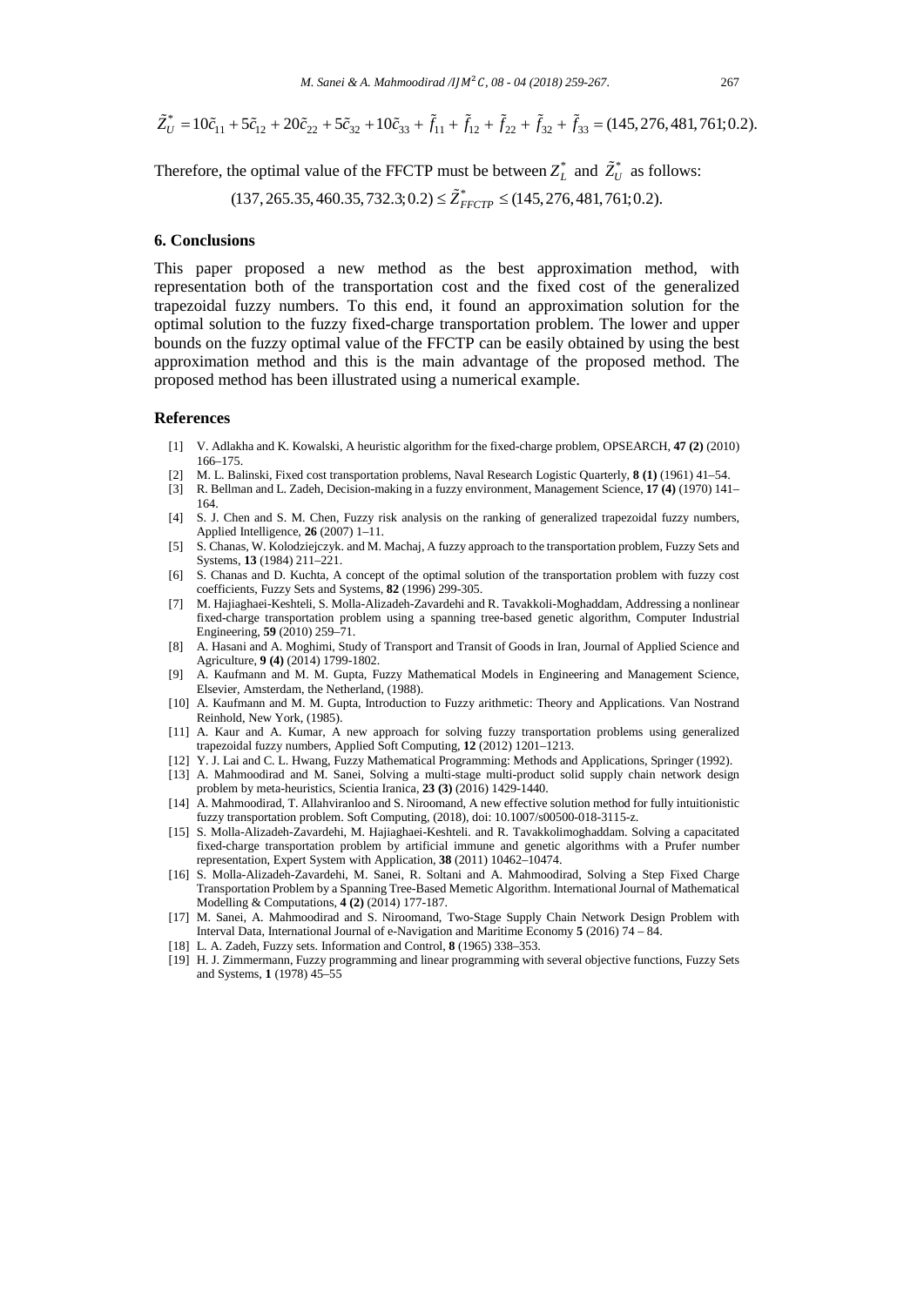$$\tilde{Z}_U^* = 10\tilde{c}_{11} + 5\tilde{c}_{12} + 20\tilde{c}_{22} + 5\tilde{c}_{32} + 10\tilde{c}_{33} + \tilde{f}_{11} + \tilde{f}_{12} + \tilde{f}_{22} + \tilde{f}_{32} + \tilde{f}_{33} = (145, 276, 481, 761; 0.2).$$

Therefore, the optimal value of the FFCTP must be between $Z_L^*$ and $\tilde{Z}_U^*$ as follows:

$$(137, 265.35, 460.35, 732.3; 0.2) \le \tilde{Z}_{FFCTP}^* \le (145, 276, 481, 761; 0.2).$$

### 6. Conclusions

This paper proposed a new method as the best approximation method, with representation both of the transportation cost and the fixed cost of the generalized trapezoidal fuzzy numbers. To this end, it found an approximation solution for the optimal solution to the fuzzy fixed-charge transportation problem. The lower and upper bounds on the fuzzy optimal value of the FFCTP can be easily obtained by using the best approximation method and this is the main advantage of the proposed method. The proposed method has been illustrated using a numerical example.

### References

[1] V. Adlakha and K. Kowalski, A heuristic algorithm for the fixed-charge problem, OPSEARCH, **47 (2)** (2010) 166–175.

[2] M. L. Balinski, Fixed cost transportation problems, Naval Research Logistic Quarterly, **8 (1)** (1961) 41–54.

[3] R. Bellman and L. Zadeh, Decision-making in a fuzzy environment, Management Science, **17 (4)** (1970) 141–164.

[4] S. J. Chen and S. M. Chen, Fuzzy risk analysis on the ranking of generalized trapezoidal fuzzy numbers, Applied Intelligence, **26** (2007) 1–11.

[5] S. Chanas, W. Kolodziejczyk. and M. Machaj, A fuzzy approach to the transportation problem, Fuzzy Sets and Systems, **13** (1984) 211–221.

[6] S. Chanas and D. Kuchta, A concept of the optimal solution of the transportation problem with fuzzy cost coefficients, Fuzzy Sets and Systems, **82** (1996) 299-305.

[7] M. Hajiaghaei-Keshteli, S. Molla-Alizadeh-Zavardehi and R. Tavakkoli-Moghaddam, Addressing a nonlinear fixed-charge transportation problem using a spanning tree-based genetic algorithm, Computer Industrial Engineering, **59** (2010) 259–71.

[8] A. Hasani and A. Moghimi, Study of Transport and Transit of Goods in Iran, Journal of Applied Science and Agriculture, **9 (4)** (2014) 1799-1802.

[9] A. Kaufmann and M. M. Gupta, Fuzzy Mathematical Models in Engineering and Management Science, Elsevier, Amsterdam, the Netherland, (1988).

[10] A. Kaufmann and M. M. Gupta, Introduction to Fuzzy arithmetic: Theory and Applications. Van Nostrand Reinhold, New York, (1985).

[11] A. Kaur and A. Kumar, A new approach for solving fuzzy transportation problems using generalized trapezoidal fuzzy numbers, Applied Soft Computing, **12** (2012) 1201–1213.

[12] Y. J. Lai and C. L. Hwang, Fuzzy Mathematical Programming: Methods and Applications, Springer (1992).

[13] A. Mahmoodirad and M. Sanei, Solving a multi-stage multi-product solid supply chain network design problem by meta-heuristics, Scientia Iranica, **23 (3)** (2016) 1429-1440.

[14] A. Mahmoodirad, T. Allahviranloo and S. Niroomand, A new effective solution method for fully intuitionistic fuzzy transportation problem. Soft Computing, (2018), doi: 10.1007/s00500-018-3115-z.

[15] S. Molla-Alizadeh-Zavardehi, M. Hajiaghaei-Keshteli. and R. Tavakkolimoghaddam. Solving a capacitated fixed-charge transportation problem by artificial immune and genetic algorithms with a Prufer number representation, Expert System with Application, **38** (2011) 10462–10474.

[16] S. Molla-Alizadeh-Zavardehi, M. Sanei, R. Soltani and A. Mahmoodirad, Solving a Step Fixed Charge Transportation Problem by a Spanning Tree-Based Memetic Algorithm. International Journal of Mathematical Modelling & Computations, **4 (2)** (2014) 177-187.

[17] M. Sanei, A. Mahmoodirad and S. Niroomand, Two-Stage Supply Chain Network Design Problem with Interval Data, International Journal of e-Navigation and Maritime Economy **5** (2016) 74 – 84.

[18] L. A. Zadeh, Fuzzy sets. Information and Control, **8** (1965) 338–353.

[19] H. J. Zimmermann, Fuzzy programming and linear programming with several objective functions, Fuzzy Sets and Systems, **1** (1978) 45–55